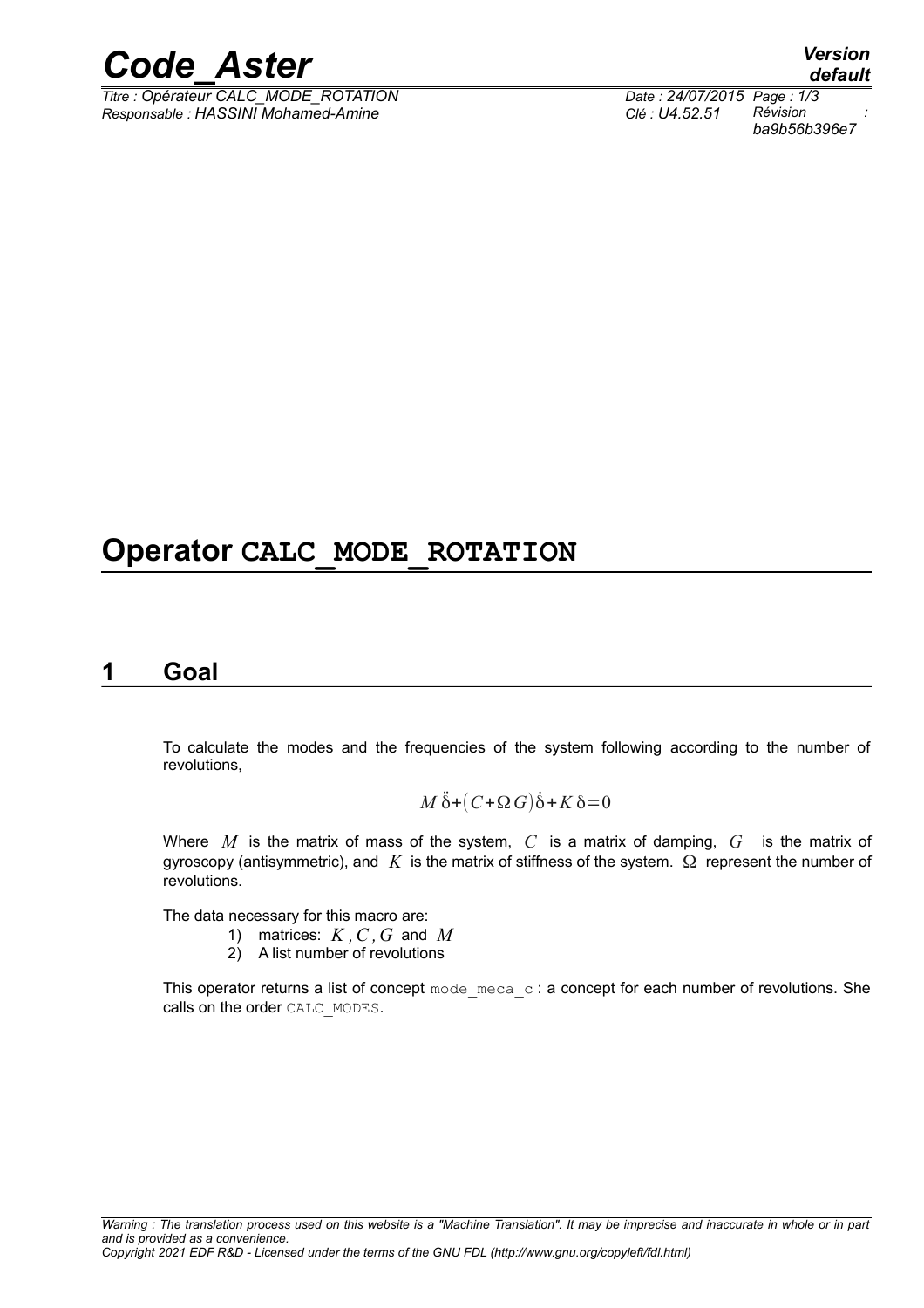# Operator CALC_MODE_ROTATION

## 1 Goal

To calculate the modes and the frequencies of the system following according to the number of revolutions,

$$M\ddot{\delta}+(C+\Omega G)\dot{\delta}+K\delta=0$$

Where $M$ is the matrix of mass of the system, $C$ is a matrix of damping, $G$ is the matrix of gyroscopy (antisymmetric), and $K$ is the matrix of stiffness of the system. $\Omega$ represent the number of revolutions.

The data necessary for this macro are:

1) matrices: $K, C, G$ and $M$
2) A list number of revolutions

This operator returns a list of concept `mode_meca_c` : a concept for each number of revolutions. She calls on the order `CALC_MODES`.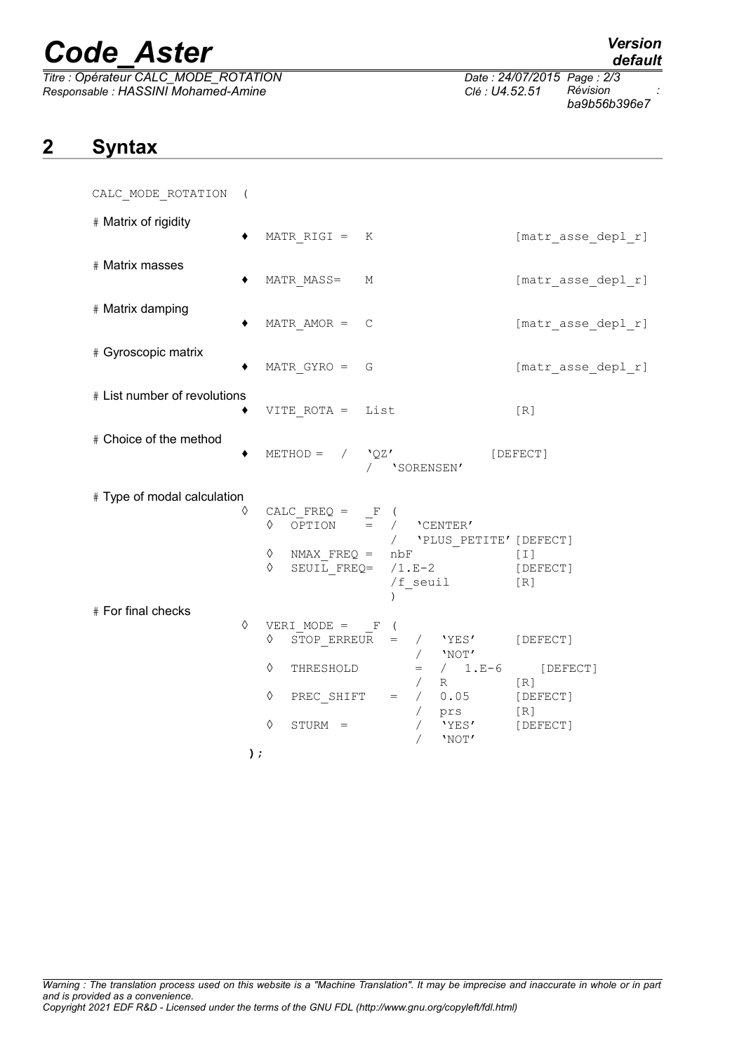## 2 Syntax

```
CALC_MODE_ROTATION  (

# Matrix of rigidity
                ♦  MATR_RIGI =  K                        [matr_asse_depl_r]

# Matrix masses
                ♦  MATR_MASS=   M                        [matr_asse_depl_r]

# Matrix damping
                ♦  MATR_AMOR =  C                        [matr_asse_depl_r]

# Gyroscopic matrix
                ♦  MATR_GYRO =  G                        [matr_asse_depl_r]

# List number of revolutions
                ♦  VITE_ROTA =  List                     [R]

# Choice of the method
                ♦  METHOD =  /  'QZ'               [DEFECT]
                             /  'SORENSEN'

# Type of modal calculation
                ◊  CALC_FREQ =  _F (
                   ◊  OPTION    =  /  'CENTER'
                                   /  'PLUS_PETITE' [DEFECT]
                   ◊  NMAX_FREQ =  nbF               [I]
                   ◊  SEUIL_FREQ=  /1.E-2            [DEFECT]
                                   /f_seuil          [R]
                                   )
# For final checks
                ◊  VERI_MODE =  _F (
                   ◊  STOP_ERREUR  =  /  'YES'      [DEFECT]
                                      /  'NOT'
                   ◊  THRESHOLD       =  /  1.E-6      [DEFECT]
                                      /  R          [R]
                   ◊  PREC_SHIFT   =  /  0.05       [DEFECT]
                                      /  prs        [R]
                   ◊  STURM  =        /  'YES'      [DEFECT]
                                      /  'NOT'
               );
```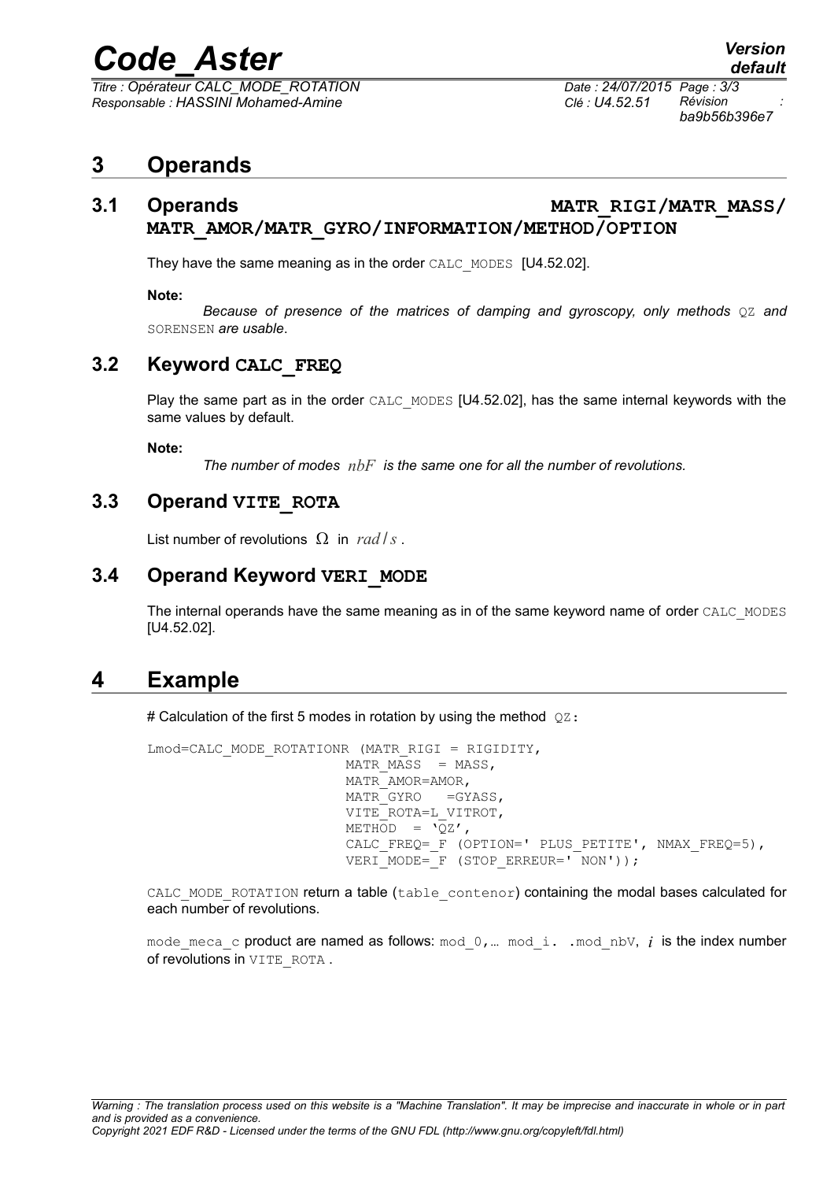# 3 Operands

## 3.1 Operands MATR_RIGI/MATR_MASS/ MATR_AMOR/MATR_GYRO/INFORMATION/METHOD/OPTION

They have the same meaning as in the order CALC_MODES [U4.52.02].

**Note:**

*Because of presence of the matrices of damping and gyroscopy, only methods* QZ *and* SORENSEN *are usable.*

## 3.2 Keyword CALC_FREQ

Play the same part as in the order CALC_MODES [U4.52.02], has the same internal keywords with the same values by default.

**Note:**

*The number of modes* $nbF$ *is the same one for all the number of revolutions.*

## 3.3 Operand VITE_ROTA

List number of revolutions $\Omega$ in $rad/s$ .

## 3.4 Operand Keyword VERI_MODE

The internal operands have the same meaning as in of the same keyword name of order CALC_MODES [U4.52.02].

# 4 Example

# Calculation of the first 5 modes in rotation by using the method QZ:

```
Lmod=CALC_MODE_ROTATIONR (MATR_RIGI = RIGIDITY,
                         MATR_MASS  = MASS,
                         MATR_AMOR=AMOR,
                         MATR_GYRO   =GYASS,
                         VITE_ROTA=L_VITROT,
                         METHOD  = 'QZ',
                         CALC_FREQ=_F (OPTION=' PLUS_PETITE', NMAX_FREQ=5),
                         VERI_MODE=_F (STOP_ERREUR=' NON'));
```

CALC_MODE_ROTATION return a table (table_contenor) containing the modal bases calculated for each number of revolutions.

mode_meca_c product are named as follows: mod_0,… mod_i. .mod_nbV, $i$ is the index number of revolutions in VITE_ROTA .